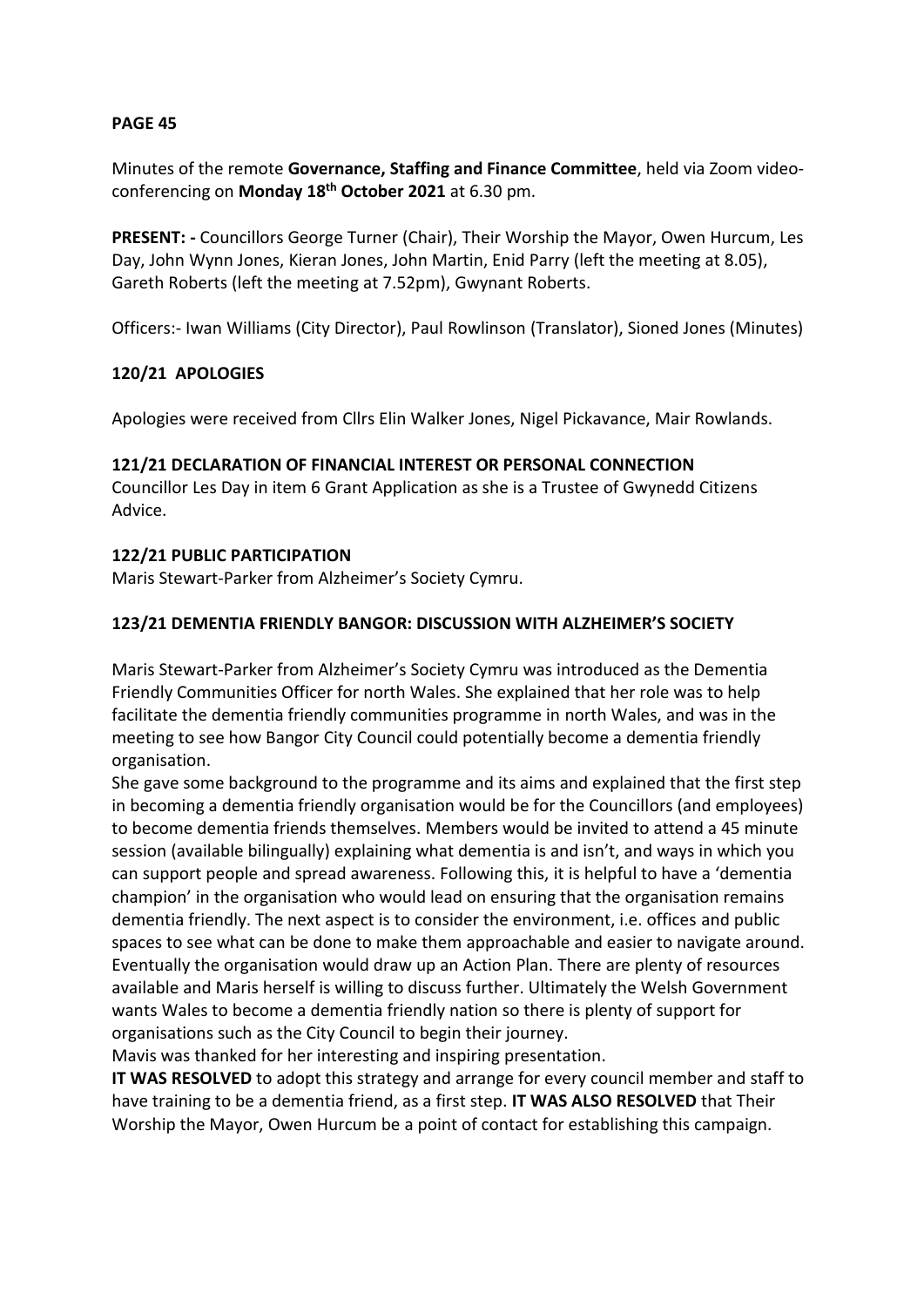**PAGE 45**

Minutes of the remote **Governance, Staffing and Finance Committee**, held via Zoom video-conferencing on **Monday 18th October 2021** at 6.30 pm.

**PRESENT: -** Councillors George Turner (Chair), Their Worship the Mayor, Owen Hurcum, Les Day, John Wynn Jones, Kieran Jones, John Martin, Enid Parry (left the meeting at 8.05), Gareth Roberts (left the meeting at 7.52pm), Gwynant Roberts.

Officers:- Iwan Williams (City Director), Paul Rowlinson (Translator), Sioned Jones (Minutes)

**120/21 APOLOGIES**

Apologies were received from Cllrs Elin Walker Jones, Nigel Pickavance, Mair Rowlands.

**121/21 DECLARATION OF FINANCIAL INTEREST OR PERSONAL CONNECTION**

Councillor Les Day in item 6 Grant Application as she is a Trustee of Gwynedd Citizens Advice.

**122/21 PUBLIC PARTICIPATION**

Maris Stewart-Parker from Alzheimer's Society Cymru.

**123/21 DEMENTIA FRIENDLY BANGOR: DISCUSSION WITH ALZHEIMER'S SOCIETY**

Maris Stewart-Parker from Alzheimer's Society Cymru was introduced as the Dementia Friendly Communities Officer for north Wales. She explained that her role was to help facilitate the dementia friendly communities programme in north Wales, and was in the meeting to see how Bangor City Council could potentially become a dementia friendly organisation.

She gave some background to the programme and its aims and explained that the first step in becoming a dementia friendly organisation would be for the Councillors (and employees) to become dementia friends themselves. Members would be invited to attend a 45 minute session (available bilingually) explaining what dementia is and isn't, and ways in which you can support people and spread awareness. Following this, it is helpful to have a 'dementia champion' in the organisation who would lead on ensuring that the organisation remains dementia friendly. The next aspect is to consider the environment, i.e. offices and public spaces to see what can be done to make them approachable and easier to navigate around. Eventually the organisation would draw up an Action Plan. There are plenty of resources available and Maris herself is willing to discuss further. Ultimately the Welsh Government wants Wales to become a dementia friendly nation so there is plenty of support for organisations such as the City Council to begin their journey.

Mavis was thanked for her interesting and inspiring presentation.

**IT WAS RESOLVED** to adopt this strategy and arrange for every council member and staff to have training to be a dementia friend, as a first step. **IT WAS ALSO RESOLVED** that Their Worship the Mayor, Owen Hurcum be a point of contact for establishing this campaign.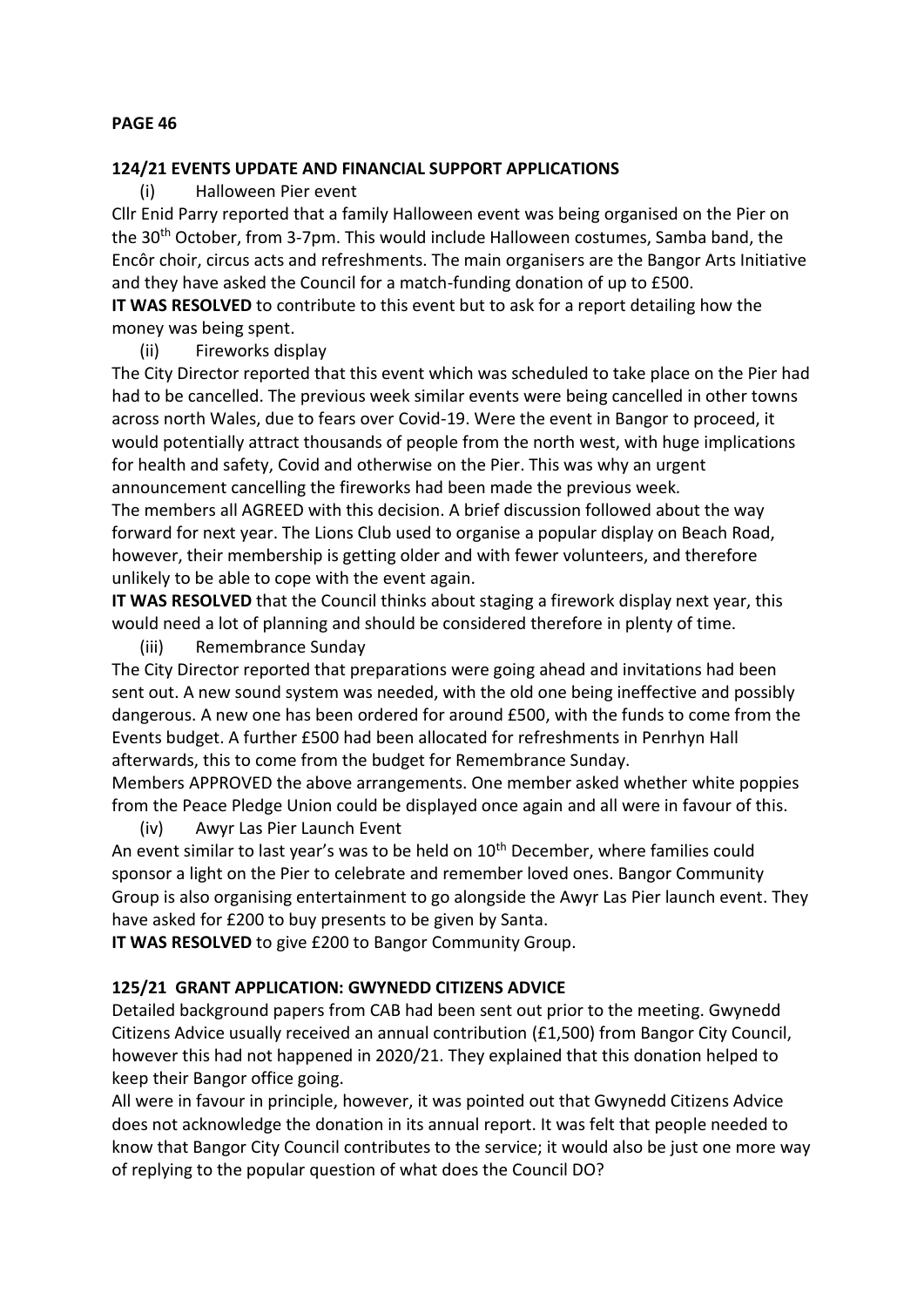**124/21 EVENTS UPDATE AND FINANCIAL SUPPORT APPLICATIONS**

(i) Halloween Pier event

Cllr Enid Parry reported that a family Halloween event was being organised on the Pier on the 30th October, from 3-7pm. This would include Halloween costumes, Samba band, the Encôr choir, circus acts and refreshments. The main organisers are the Bangor Arts Initiative and they have asked the Council for a match-funding donation of up to £500.

**IT WAS RESOLVED** to contribute to this event but to ask for a report detailing how the money was being spent.

(ii) Fireworks display

The City Director reported that this event which was scheduled to take place on the Pier had had to be cancelled. The previous week similar events were being cancelled in other towns across north Wales, due to fears over Covid-19. Were the event in Bangor to proceed, it would potentially attract thousands of people from the north west, with huge implications for health and safety, Covid and otherwise on the Pier. This was why an urgent announcement cancelling the fireworks had been made the previous week.

The members all AGREED with this decision. A brief discussion followed about the way forward for next year. The Lions Club used to organise a popular display on Beach Road, however, their membership is getting older and with fewer volunteers, and therefore unlikely to be able to cope with the event again.

**IT WAS RESOLVED** that the Council thinks about staging a firework display next year, this would need a lot of planning and should be considered therefore in plenty of time.

(iii) Remembrance Sunday

The City Director reported that preparations were going ahead and invitations had been sent out. A new sound system was needed, with the old one being ineffective and possibly dangerous. A new one has been ordered for around £500, with the funds to come from the Events budget. A further £500 had been allocated for refreshments in Penrhyn Hall afterwards, this to come from the budget for Remembrance Sunday.

Members APPROVED the above arrangements. One member asked whether white poppies from the Peace Pledge Union could be displayed once again and all were in favour of this.

(iv) Awyr Las Pier Launch Event

An event similar to last year's was to be held on 10th December, where families could sponsor a light on the Pier to celebrate and remember loved ones. Bangor Community Group is also organising entertainment to go alongside the Awyr Las Pier launch event. They have asked for £200 to buy presents to be given by Santa.

**IT WAS RESOLVED** to give £200 to Bangor Community Group.

**125/21 GRANT APPLICATION: GWYNEDD CITIZENS ADVICE**

Detailed background papers from CAB had been sent out prior to the meeting. Gwynedd Citizens Advice usually received an annual contribution (£1,500) from Bangor City Council, however this had not happened in 2020/21. They explained that this donation helped to keep their Bangor office going.

All were in favour in principle, however, it was pointed out that Gwynedd Citizens Advice does not acknowledge the donation in its annual report. It was felt that people needed to know that Bangor City Council contributes to the service; it would also be just one more way of replying to the popular question of what does the Council DO?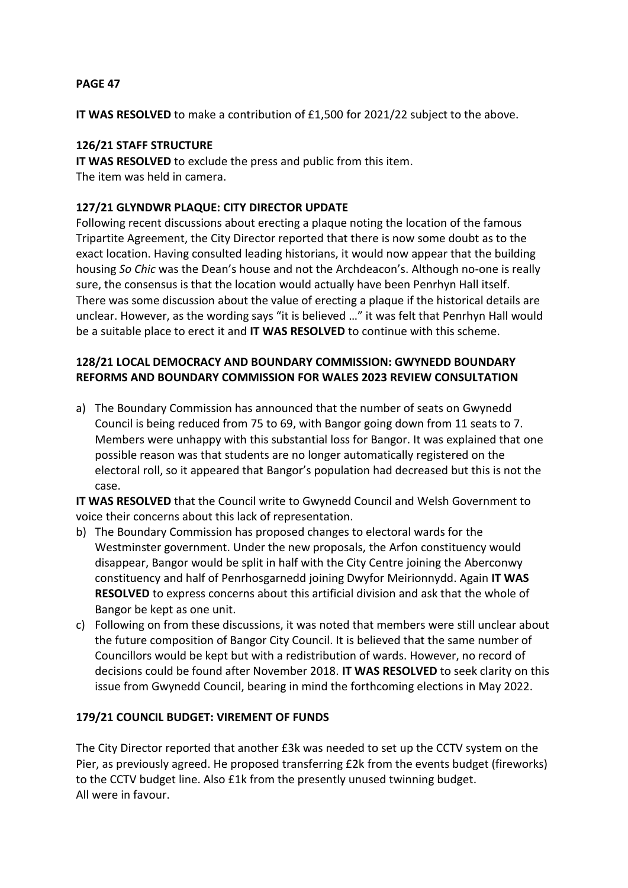**PAGE 47**

**IT WAS RESOLVED** to make a contribution of £1,500 for 2021/22 subject to the above.

**126/21 STAFF STRUCTURE**

**IT WAS RESOLVED** to exclude the press and public from this item.
The item was held in camera.

**127/21 GLYNDWR PLAQUE: CITY DIRECTOR UPDATE**

Following recent discussions about erecting a plaque noting the location of the famous Tripartite Agreement, the City Director reported that there is now some doubt as to the exact location. Having consulted leading historians, it would now appear that the building housing *So Chic* was the Dean's house and not the Archdeacon's. Although no-one is really sure, the consensus is that the location would actually have been Penrhyn Hall itself. There was some discussion about the value of erecting a plaque if the historical details are unclear. However, as the wording says "it is believed …" it was felt that Penrhyn Hall would be a suitable place to erect it and **IT WAS RESOLVED** to continue with this scheme.

**128/21 LOCAL DEMOCRACY AND BOUNDARY COMMISSION: GWYNEDD BOUNDARY REFORMS AND BOUNDARY COMMISSION FOR WALES 2023 REVIEW CONSULTATION**

a) The Boundary Commission has announced that the number of seats on Gwynedd Council is being reduced from 75 to 69, with Bangor going down from 11 seats to 7. Members were unhappy with this substantial loss for Bangor. It was explained that one possible reason was that students are no longer automatically registered on the electoral roll, so it appeared that Bangor's population had decreased but this is not the case.

**IT WAS RESOLVED** that the Council write to Gwynedd Council and Welsh Government to voice their concerns about this lack of representation.

b) The Boundary Commission has proposed changes to electoral wards for the Westminster government. Under the new proposals, the Arfon constituency would disappear, Bangor would be split in half with the City Centre joining the Aberconwy constituency and half of Penrhosgarnedd joining Dwyfor Meirionnydd. Again **IT WAS RESOLVED** to express concerns about this artificial division and ask that the whole of Bangor be kept as one unit.
c) Following on from these discussions, it was noted that members were still unclear about the future composition of Bangor City Council. It is believed that the same number of Councillors would be kept but with a redistribution of wards. However, no record of decisions could be found after November 2018. **IT WAS RESOLVED** to seek clarity on this issue from Gwynedd Council, bearing in mind the forthcoming elections in May 2022.

**179/21 COUNCIL BUDGET: VIREMENT OF FUNDS**

The City Director reported that another £3k was needed to set up the CCTV system on the Pier, as previously agreed. He proposed transferring £2k from the events budget (fireworks) to the CCTV budget line. Also £1k from the presently unused twinning budget.
All were in favour.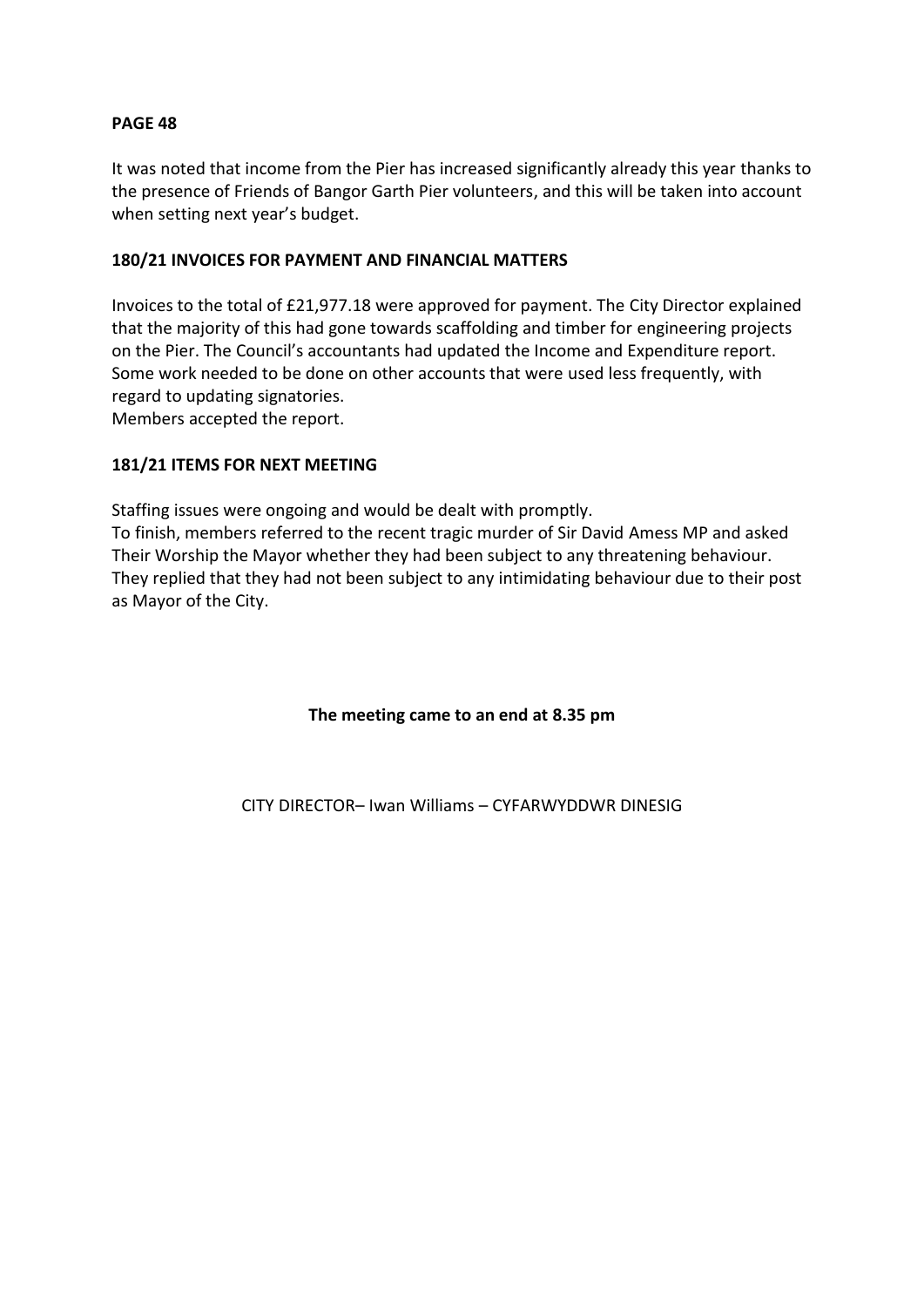**PAGE 48**

It was noted that income from the Pier has increased significantly already this year thanks to the presence of Friends of Bangor Garth Pier volunteers, and this will be taken into account when setting next year's budget.

**180/21 INVOICES FOR PAYMENT AND FINANCIAL MATTERS**

Invoices to the total of £21,977.18 were approved for payment. The City Director explained that the majority of this had gone towards scaffolding and timber for engineering projects on the Pier. The Council's accountants had updated the Income and Expenditure report. Some work needed to be done on other accounts that were used less frequently, with regard to updating signatories.
Members accepted the report.

**181/21 ITEMS FOR NEXT MEETING**

Staffing issues were ongoing and would be dealt with promptly.
To finish, members referred to the recent tragic murder of Sir David Amess MP and asked Their Worship the Mayor whether they had been subject to any threatening behaviour. They replied that they had not been subject to any intimidating behaviour due to their post as Mayor of the City.

**The meeting came to an end at 8.35 pm**

CITY DIRECTOR– Iwan Williams – CYFARWYDDWR DINESIG